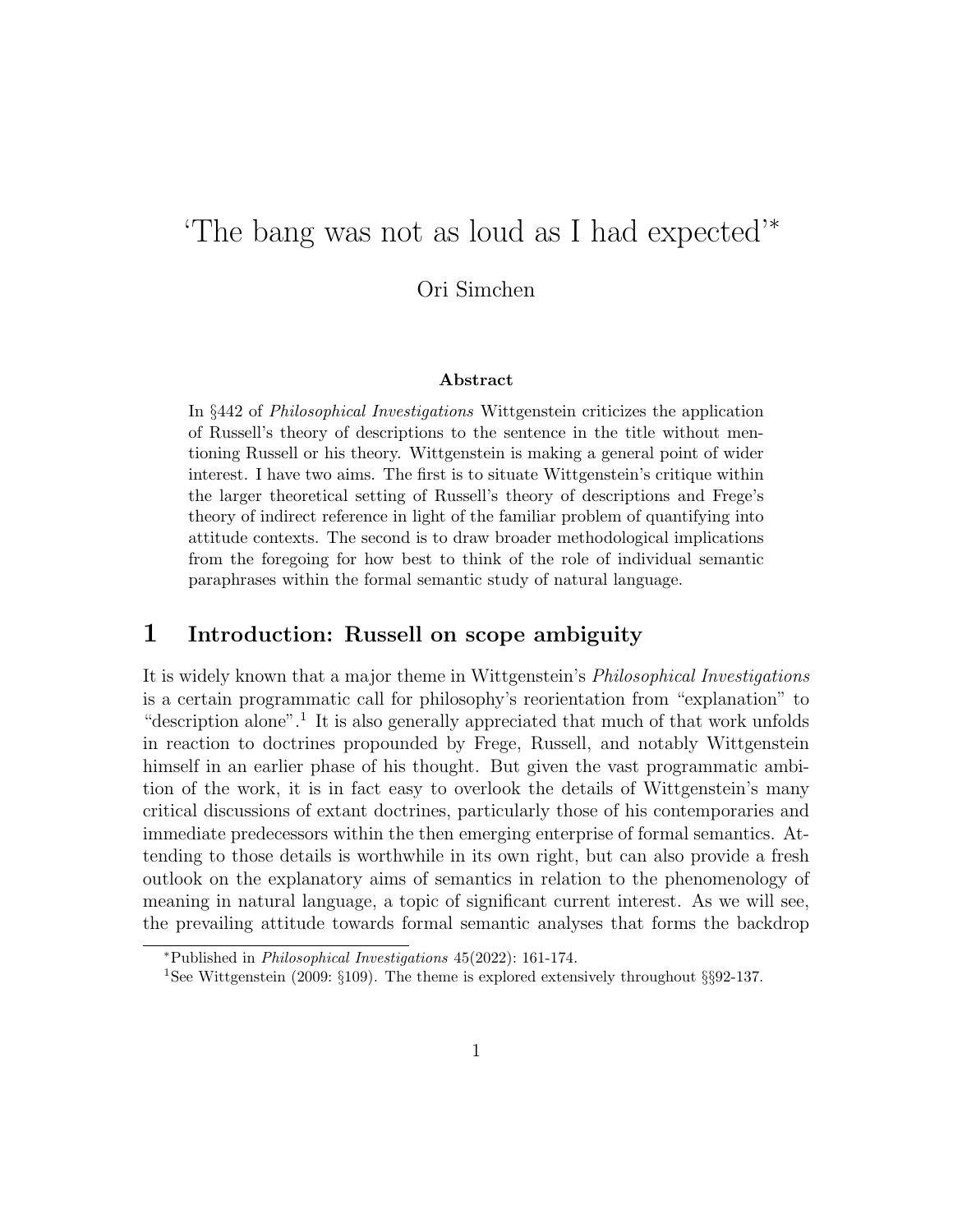# 'The bang was not as loud as I had expected'*

Ori Simchen

**Abstract**

In §442 of *Philosophical Investigations* Wittgenstein criticizes the application of Russell's theory of descriptions to the sentence in the title without mentioning Russell or his theory. Wittgenstein is making a general point of wider interest. I have two aims. The first is to situate Wittgenstein's critique within the larger theoretical setting of Russell's theory of descriptions and Frege's theory of indirect reference in light of the familiar problem of quantifying into attitude contexts. The second is to draw broader methodological implications from the foregoing for how best to think of the role of individual semantic paraphrases within the formal semantic study of natural language.

## 1 Introduction: Russell on scope ambiguity

It is widely known that a major theme in Wittgenstein's *Philosophical Investigations* is a certain programmatic call for philosophy's reorientation from "explanation" to "description alone".[1] It is also generally appreciated that much of that work unfolds in reaction to doctrines propounded by Frege, Russell, and notably Wittgenstein himself in an earlier phase of his thought. But given the vast programmatic ambition of the work, it is in fact easy to overlook the details of Wittgenstein's many critical discussions of extant doctrines, particularly those of his contemporaries and immediate predecessors within the then emerging enterprise of formal semantics. Attending to those details is worthwhile in its own right, but can also provide a fresh outlook on the explanatory aims of semantics in relation to the phenomenology of meaning in natural language, a topic of significant current interest. As we will see, the prevailing attitude towards formal semantic analyses that forms the backdrop

*Published in *Philosophical Investigations* 45(2022): 161-174.

[1] See Wittgenstein (2009: §109). The theme is explored extensively throughout §§92-137.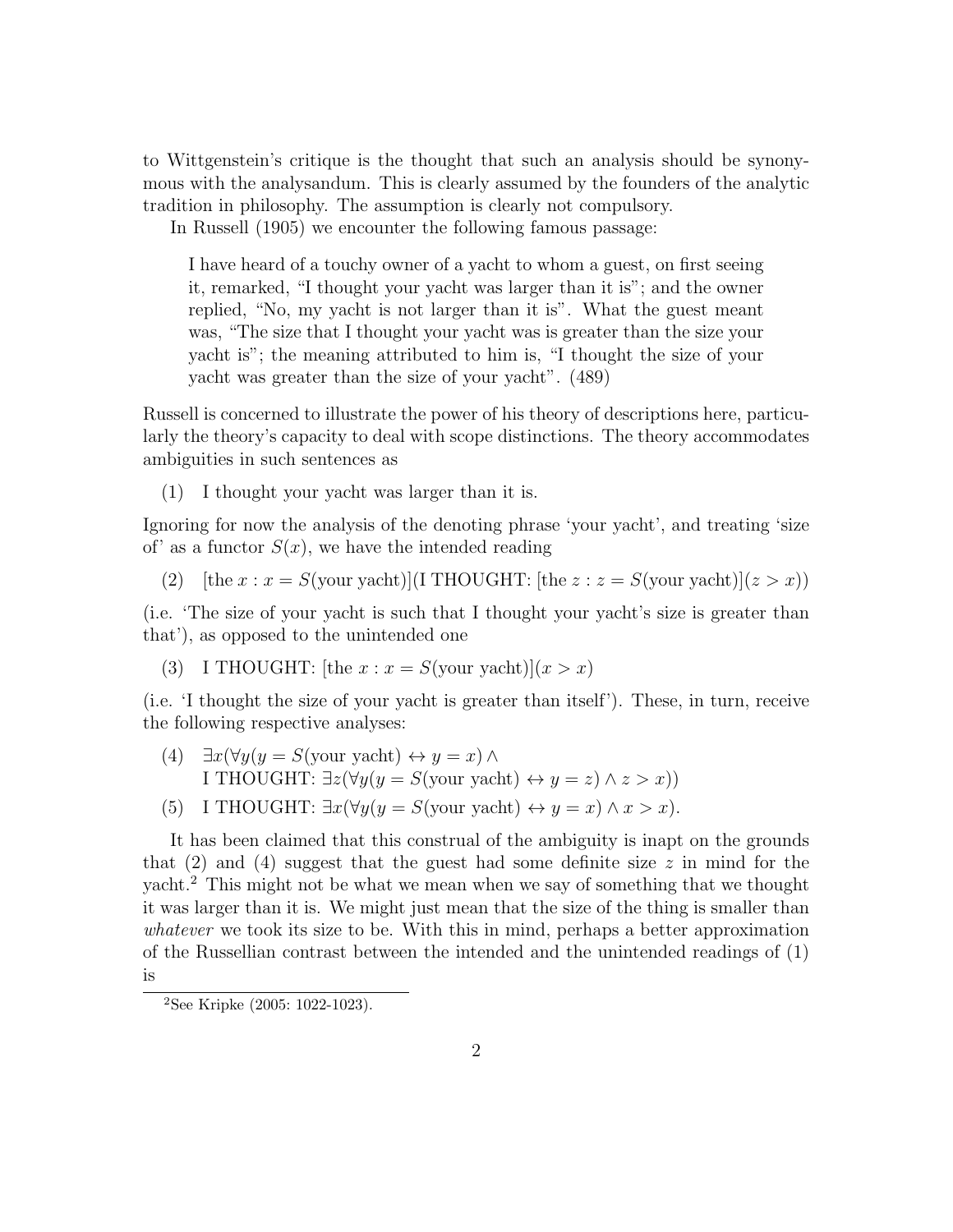to Wittgenstein's critique is the thought that such an analysis should be synonymous with the analysandum. This is clearly assumed by the founders of the analytic tradition in philosophy. The assumption is clearly not compulsory.

In Russell (1905) we encounter the following famous passage:

> I have heard of a touchy owner of a yacht to whom a guest, on first seeing it, remarked, "I thought your yacht was larger than it is"; and the owner replied, "No, my yacht is not larger than it is". What the guest meant was, "The size that I thought your yacht was is greater than the size your yacht is"; the meaning attributed to him is, "I thought the size of your yacht was greater than the size of your yacht". (489)

Russell is concerned to illustrate the power of his theory of descriptions here, particularly the theory's capacity to deal with scope distinctions. The theory accommodates ambiguities in such sentences as

(1) I thought your yacht was larger than it is.

Ignoring for now the analysis of the denoting phrase 'your yacht', and treating 'size of' as a functor $S(x)$, we have the intended reading

(2) $[\text{the } x : x = S(\text{your yacht})](\text{I THOUGHT: } [\text{the } z : z = S(\text{your yacht})](z > x))$

(i.e. 'The size of your yacht is such that I thought your yacht's size is greater than that'), as opposed to the unintended one

(3) $\text{I THOUGHT: } [\text{the } x : x = S(\text{your yacht})](x > x)$

(i.e. 'I thought the size of your yacht is greater than itself'). These, in turn, receive the following respective analyses:

(4) $\exists x(\forall y(y = S(\text{your yacht}) \leftrightarrow y = x) \wedge$
$\text{I THOUGHT: } \exists z(\forall y(y = S(\text{your yacht}) \leftrightarrow y = z) \wedge z > x))$

(5) $\text{I THOUGHT: } \exists x(\forall y(y = S(\text{your yacht}) \leftrightarrow y = x) \wedge x > x)$.

It has been claimed that this construal of the ambiguity is inapt on the grounds that (2) and (4) suggest that the guest had some definite size $z$ in mind for the yacht.[2] This might not be what we mean when we say of something that we thought it was larger than it is. We might just mean that the size of the thing is smaller than *whatever* we took its size to be. With this in mind, perhaps a better approximation of the Russellian contrast between the intended and the unintended readings of (1) is

[2] See Kripke (2005: 1022-1023).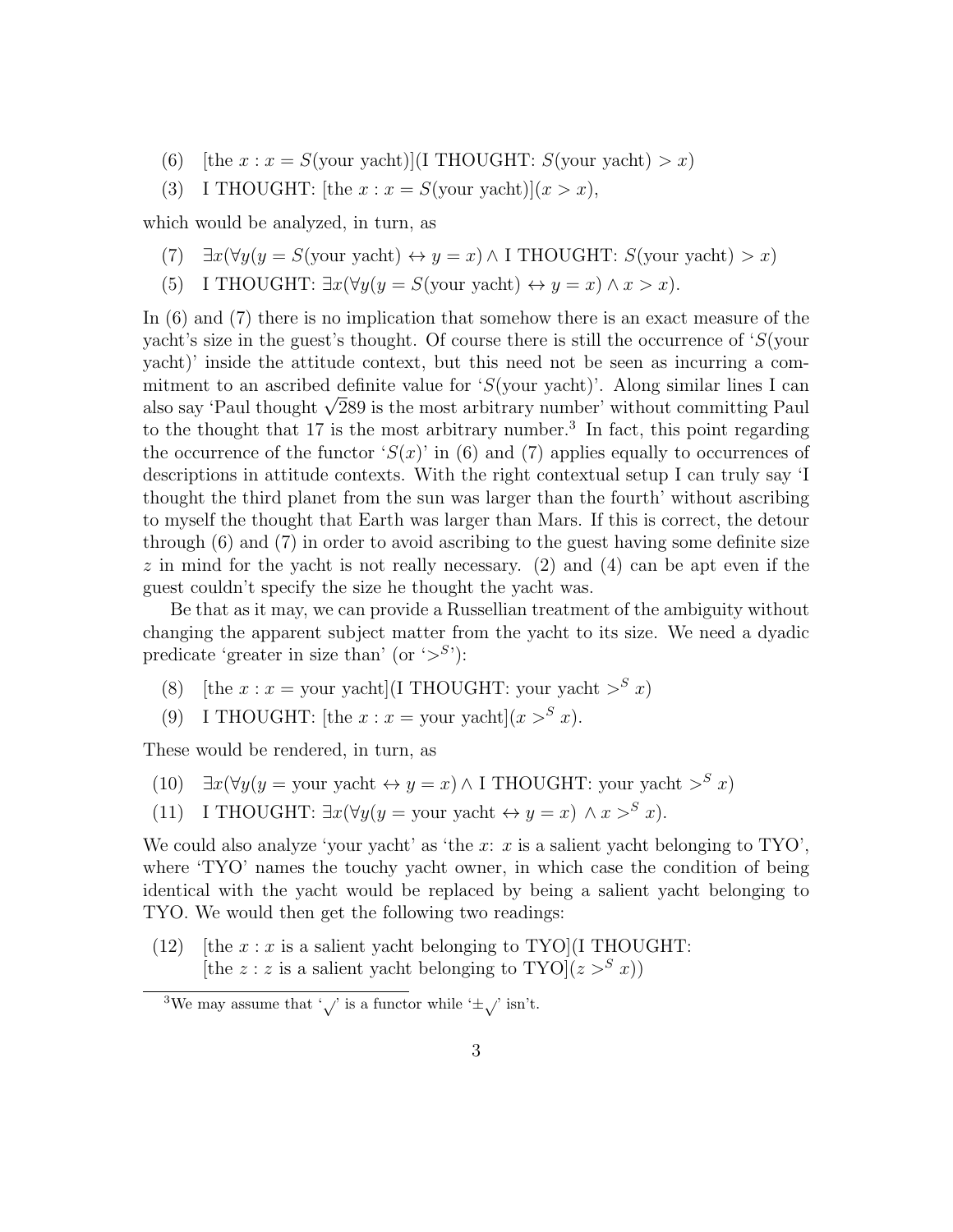(6) [the $x : x = S$(your yacht)](I THOUGHT: $S$(your yacht) $> x$)

(3) I THOUGHT: [the $x : x = S$(your yacht)]($x > x$),

which would be analyzed, in turn, as

(7) $\exists x(\forall y(y = S(\text{your yacht}) \leftrightarrow y = x) \wedge$ I THOUGHT: $S$(your yacht) $> x$)

(5) I THOUGHT: $\exists x(\forall y(y = S(\text{your yacht}) \leftrightarrow y = x) \wedge x > x)$.

In (6) and (7) there is no implication that somehow there is an exact measure of the yacht's size in the guest's thought. Of course there is still the occurrence of '$S$(your yacht)' inside the attitude context, but this need not be seen as incurring a commitment to an ascribed definite value for '$S$(your yacht)'. Along similar lines I can also say 'Paul thought $\sqrt{2}89$ is the most arbitrary number' without committing Paul to the thought that 17 is the most arbitrary number.[3] In fact, this point regarding the occurrence of the functor '$S(x)$' in (6) and (7) applies equally to occurrences of descriptions in attitude contexts. With the right contextual setup I can truly say 'I thought the third planet from the sun was larger than the fourth' without ascribing to myself the thought that Earth was larger than Mars. If this is correct, the detour through (6) and (7) in order to avoid ascribing to the guest having some definite size $z$ in mind for the yacht is not really necessary. (2) and (4) can be apt even if the guest couldn't specify the size he thought the yacht was.

Be that as it may, we can provide a Russellian treatment of the ambiguity without changing the apparent subject matter from the yacht to its size. We need a dyadic predicate 'greater in size than' (or '$>^S$'):

(8) [the $x : x =$ your yacht](I THOUGHT: your yacht $>^S x$)

(9) I THOUGHT: [the $x : x =$ your yacht]($x >^S x$).

These would be rendered, in turn, as

(10) $\exists x(\forall y(y = \text{your yacht} \leftrightarrow y = x) \wedge$ I THOUGHT: your yacht $>^S x$)

(11) I THOUGHT: $\exists x(\forall y(y = \text{your yacht} \leftrightarrow y = x) \wedge x >^S x)$.

We could also analyze 'your yacht' as 'the $x$: $x$ is a salient yacht belonging to TYO', where 'TYO' names the touchy yacht owner, in which case the condition of being identical with the yacht would be replaced by being a salient yacht belonging to TYO. We would then get the following two readings:

(12) [the $x : x$ is a salient yacht belonging to TYO](I THOUGHT: [the $z : z$ is a salient yacht belonging to TYO]($z >^S x$))

[3] We may assume that '$\sqrt{\ }$' is a functor while '$\pm\sqrt{\ }$' isn't.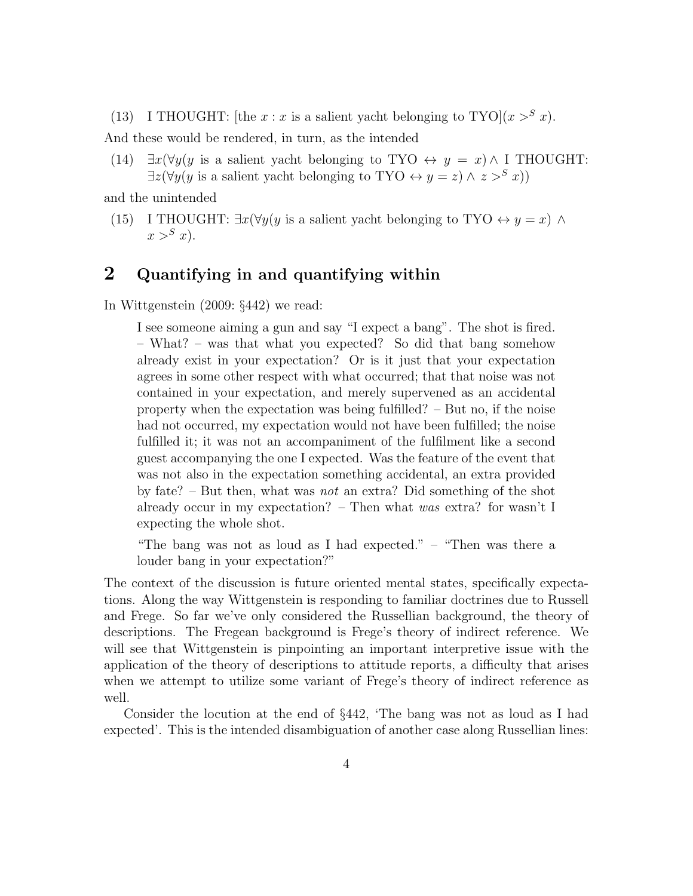(13) I THOUGHT: [the $x : x$ is a salient yacht belonging to TYO]($x >^S x$).

And these would be rendered, in turn, as the intended

(14) $\exists x(\forall y(y$ is a salient yacht belonging to TYO $\leftrightarrow y = x) \wedge$ I THOUGHT: $\exists z(\forall y(y$ is a salient yacht belonging to TYO $\leftrightarrow y = z) \wedge z >^S x))$

and the unintended

(15) I THOUGHT: $\exists x(\forall y(y$ is a salient yacht belonging to TYO $\leftrightarrow y = x) \wedge x >^S x)$.

## 2 Quantifying in and quantifying within

In Wittgenstein (2009: §442) we read:

> I see someone aiming a gun and say "I expect a bang". The shot is fired. – What? – was that what you expected? So did that bang somehow already exist in your expectation? Or is it just that your expectation agrees in some other respect with what occurred; that that noise was not contained in your expectation, and merely supervened as an accidental property when the expectation was being fulfilled? – But no, if the noise had not occurred, my expectation would not have been fulfilled; the noise fulfilled it; it was not an accompaniment of the fulfilment like a second guest accompanying the one I expected. Was the feature of the event that was not also in the expectation something accidental, an extra provided by fate? – But then, what was *not* an extra? Did something of the shot already occur in my expectation? – Then what *was* extra? for wasn't I expecting the whole shot.
>
> "The bang was not as loud as I had expected." – "Then was there a louder bang in your expectation?"

The context of the discussion is future oriented mental states, specifically expectations. Along the way Wittgenstein is responding to familiar doctrines due to Russell and Frege. So far we've only considered the Russellian background, the theory of descriptions. The Fregean background is Frege's theory of indirect reference. We will see that Wittgenstein is pinpointing an important interpretive issue with the application of the theory of descriptions to attitude reports, a difficulty that arises when we attempt to utilize some variant of Frege's theory of indirect reference as well.

Consider the locution at the end of §442, 'The bang was not as loud as I had expected'. This is the intended disambiguation of another case along Russellian lines: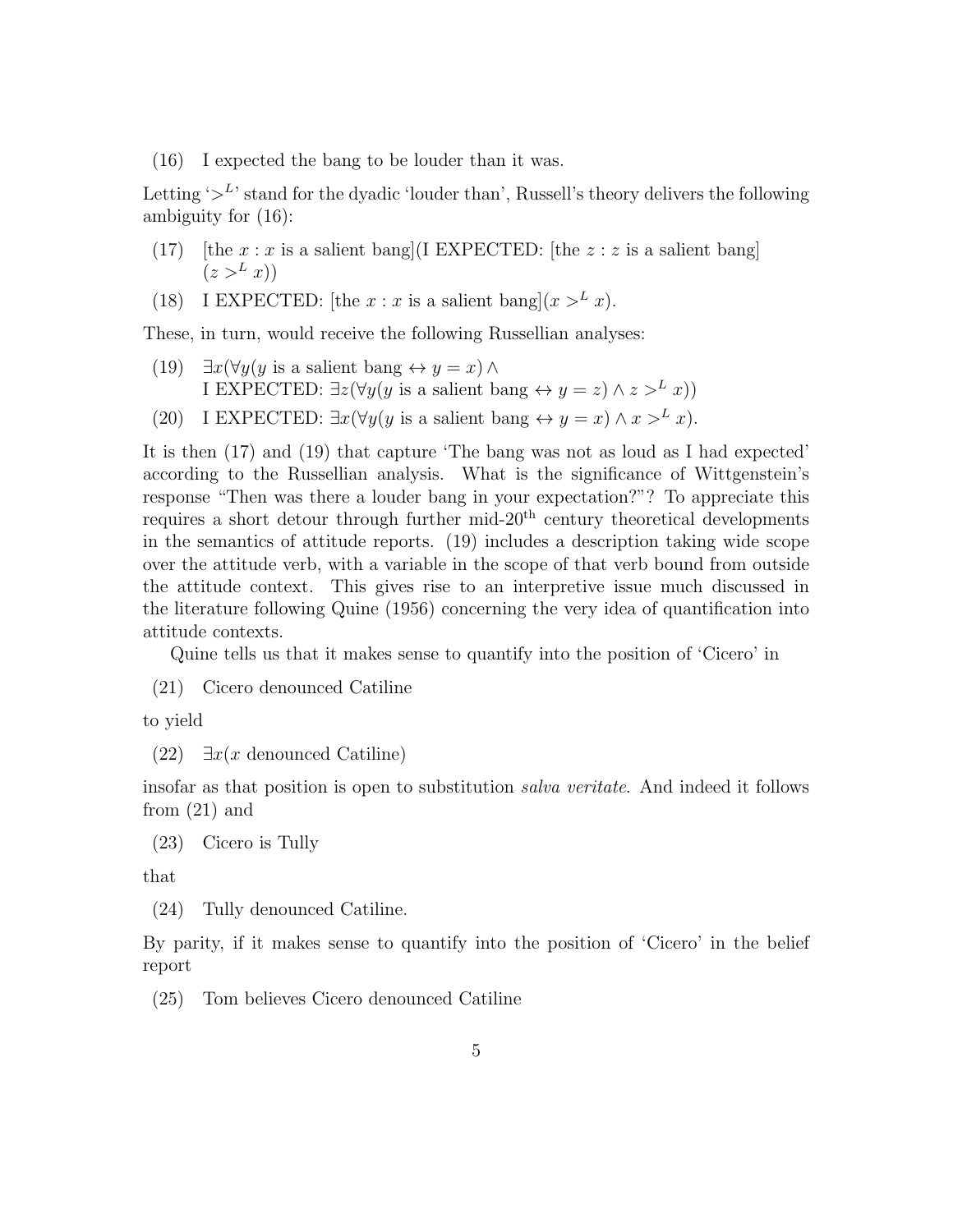(16) I expected the bang to be louder than it was.

Letting '$>^L$' stand for the dyadic 'louder than', Russell's theory delivers the following ambiguity for (16):

(17) [the $x$ : $x$ is a salient bang](I EXPECTED: [the $z$ : $z$ is a salient bang] $(z >^L x)$)

(18) I EXPECTED: [the $x$ : $x$ is a salient bang]$(x >^L x)$.

These, in turn, would receive the following Russellian analyses:

(19) $\exists x(\forall y(y$ is a salient bang $\leftrightarrow y = x) \wedge$
I EXPECTED: $\exists z(\forall y(y$ is a salient bang $\leftrightarrow y = z) \wedge z >^L x))$

(20) I EXPECTED: $\exists x(\forall y(y$ is a salient bang $\leftrightarrow y = x) \wedge x >^L x)$.

It is then (17) and (19) that capture 'The bang was not as loud as I had expected' according to the Russellian analysis. What is the significance of Wittgenstein's response "Then was there a louder bang in your expectation?"? To appreciate this requires a short detour through further mid-20th century theoretical developments in the semantics of attitude reports. (19) includes a description taking wide scope over the attitude verb, with a variable in the scope of that verb bound from outside the attitude context. This gives rise to an interpretive issue much discussed in the literature following Quine (1956) concerning the very idea of quantification into attitude contexts.

Quine tells us that it makes sense to quantify into the position of 'Cicero' in

(21) Cicero denounced Catiline

to yield

(22) $\exists x(x$ denounced Catiline)

insofar as that position is open to substitution *salva veritate*. And indeed it follows from (21) and

(23) Cicero is Tully

that

(24) Tully denounced Catiline.

By parity, if it makes sense to quantify into the position of 'Cicero' in the belief report

(25) Tom believes Cicero denounced Catiline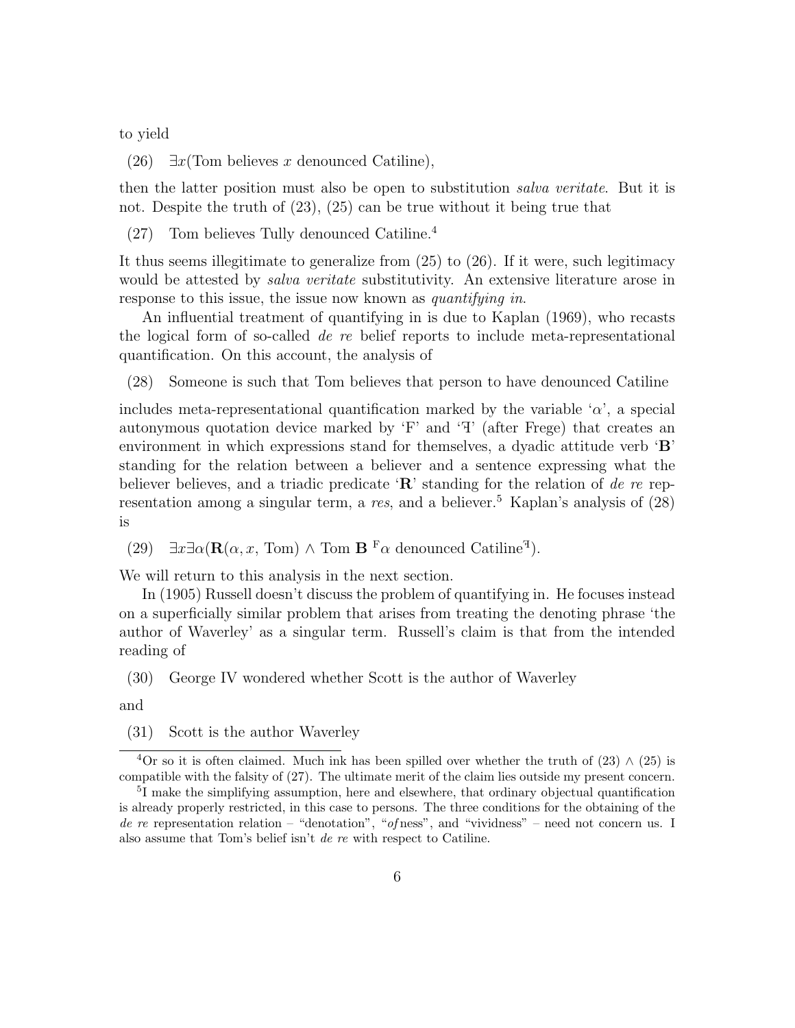to yield

(26) $\exists x$(Tom believes $x$ denounced Catiline),

then the latter position must also be open to substitution *salva veritate*. But it is not. Despite the truth of (23), (25) can be true without it being true that

(27) Tom believes Tully denounced Catiline.[4]

It thus seems illegitimate to generalize from (25) to (26). If it were, such legitimacy would be attested by *salva veritate* substitutivity. An extensive literature arose in response to this issue, the issue now known as *quantifying in*.

An influential treatment of quantifying in is due to Kaplan (1969), who recasts the logical form of so-called *de re* belief reports to include meta-representational quantification. On this account, the analysis of

(28) Someone is such that Tom believes that person to have denounced Catiline

includes meta-representational quantification marked by the variable '$\alpha$', a special autonymous quotation device marked by 'Ⅎ' and 'Ⅎ' (after Frege) that creates an environment in which expressions stand for themselves, a dyadic attitude verb '**B**' standing for the relation between a believer and a sentence expressing what the believer believes, and a triadic predicate '**R**' standing for the relation of *de re* representation among a singular term, a *res*, and a believer.[5] Kaplan's analysis of (28) is

(29) $\exists x \exists \alpha(\mathbf{R}(\alpha, x, \text{Tom}) \wedge \text{Tom } \mathbf{B}\ ^{\ulcorner}\alpha \text{ denounced Catiline}^{\urcorner})$.

We will return to this analysis in the next section.

In (1905) Russell doesn't discuss the problem of quantifying in. He focuses instead on a superficially similar problem that arises from treating the denoting phrase 'the author of Waverley' as a singular term. Russell's claim is that from the intended reading of

(30) George IV wondered whether Scott is the author of Waverley

and

(31) Scott is the author Waverley

---

[4] Or so it is often claimed. Much ink has been spilled over whether the truth of (23) $\wedge$ (25) is compatible with the falsity of (27). The ultimate merit of the claim lies outside my present concern.

[5] I make the simplifying assumption, here and elsewhere, that ordinary objectual quantification is already properly restricted, in this case to persons. The three conditions for the obtaining of the *de re* representation relation – "denotation", "*of* ness", and "vividness" – need not concern us. I also assume that Tom's belief isn't *de re* with respect to Catiline.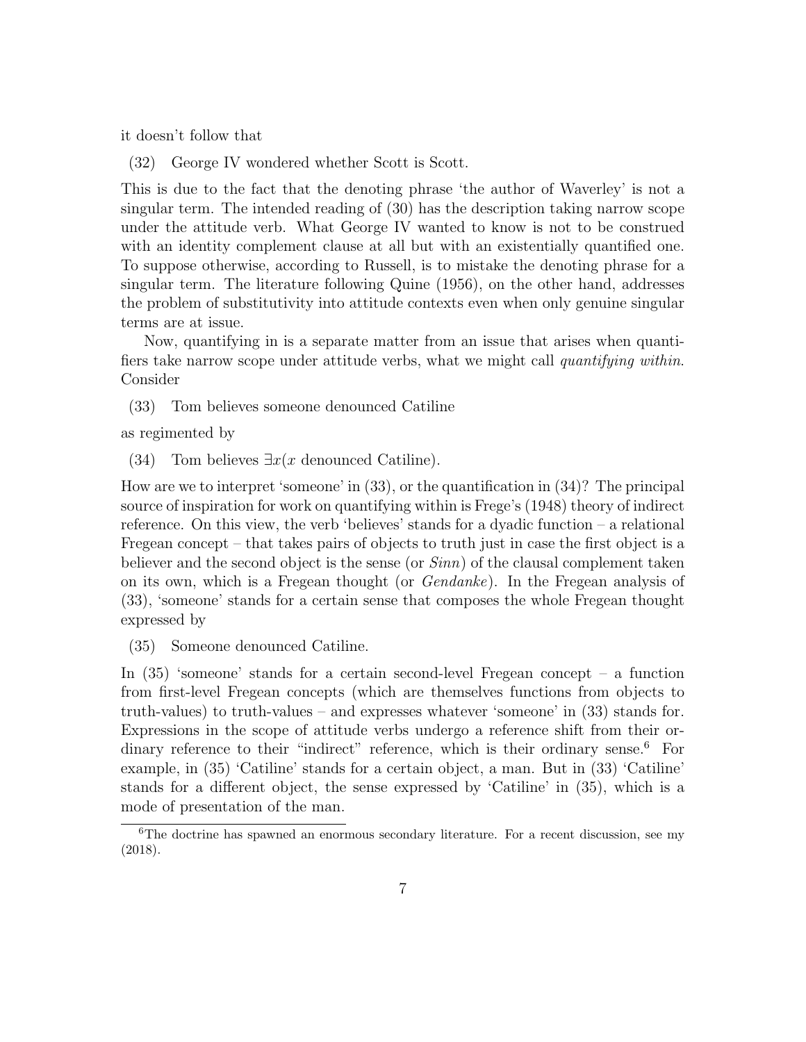it doesn't follow that

(32) George IV wondered whether Scott is Scott.

This is due to the fact that the denoting phrase 'the author of Waverley' is not a singular term. The intended reading of (30) has the description taking narrow scope under the attitude verb. What George IV wanted to know is not to be construed with an identity complement clause at all but with an existentially quantified one. To suppose otherwise, according to Russell, is to mistake the denoting phrase for a singular term. The literature following Quine (1956), on the other hand, addresses the problem of substitutivity into attitude contexts even when only genuine singular terms are at issue.

Now, quantifying in is a separate matter from an issue that arises when quantifiers take narrow scope under attitude verbs, what we might call *quantifying within*. Consider

(33) Tom believes someone denounced Catiline

as regimented by

(34) Tom believes $\exists x$($x$ denounced Catiline).

How are we to interpret 'someone' in (33), or the quantification in (34)? The principal source of inspiration for work on quantifying within is Frege's (1948) theory of indirect reference. On this view, the verb 'believes' stands for a dyadic function – a relational Fregean concept – that takes pairs of objects to truth just in case the first object is a believer and the second object is the sense (or *Sinn*) of the clausal complement taken on its own, which is a Fregean thought (or *Gendanke*). In the Fregean analysis of (33), 'someone' stands for a certain sense that composes the whole Fregean thought expressed by

(35) Someone denounced Catiline.

In (35) 'someone' stands for a certain second-level Fregean concept – a function from first-level Fregean concepts (which are themselves functions from objects to truth-values) to truth-values – and expresses whatever 'someone' in (33) stands for. Expressions in the scope of attitude verbs undergo a reference shift from their ordinary reference to their "indirect" reference, which is their ordinary sense.[6] For example, in (35) 'Catiline' stands for a certain object, a man. But in (33) 'Catiline' stands for a different object, the sense expressed by 'Catiline' in (35), which is a mode of presentation of the man.

[6] The doctrine has spawned an enormous secondary literature. For a recent discussion, see my (2018).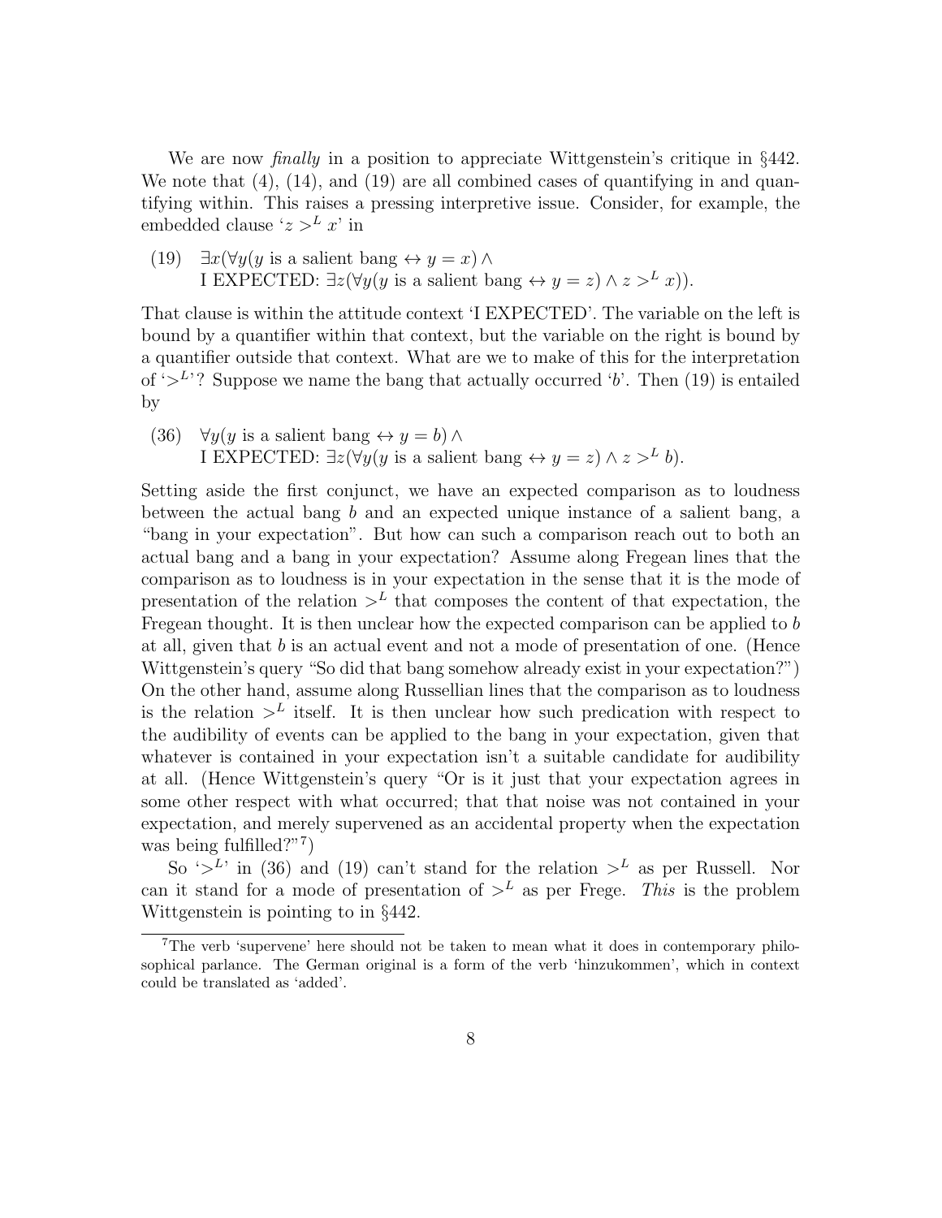We are now *finally* in a position to appreciate Wittgenstein's critique in §442. We note that (4), (14), and (19) are all combined cases of quantifying in and quantifying within. This raises a pressing interpretive issue. Consider, for example, the embedded clause '$z >^L x$' in

(19) $\exists x(\forall y(y \text{ is a salient bang} \leftrightarrow y = x) \wedge$
I EXPECTED: $\exists z(\forall y(y \text{ is a salient bang} \leftrightarrow y = z) \wedge z >^L x))$.

That clause is within the attitude context 'I EXPECTED'. The variable on the left is bound by a quantifier within that context, but the variable on the right is bound by a quantifier outside that context. What are we to make of this for the interpretation of '$>^L$'? Suppose we name the bang that actually occurred '$b$'. Then (19) is entailed by

(36) $\forall y(y \text{ is a salient bang} \leftrightarrow y = b) \wedge$
I EXPECTED: $\exists z(\forall y(y \text{ is a salient bang} \leftrightarrow y = z) \wedge z >^L b)$.

Setting aside the first conjunct, we have an expected comparison as to loudness between the actual bang $b$ and an expected unique instance of a salient bang, a "bang in your expectation". But how can such a comparison reach out to both an actual bang and a bang in your expectation? Assume along Fregean lines that the comparison as to loudness is in your expectation in the sense that it is the mode of presentation of the relation $>^L$ that composes the content of that expectation, the Fregean thought. It is then unclear how the expected comparison can be applied to $b$ at all, given that $b$ is an actual event and not a mode of presentation of one. (Hence Wittgenstein's query "So did that bang somehow already exist in your expectation?") On the other hand, assume along Russellian lines that the comparison as to loudness is the relation $>^L$ itself. It is then unclear how such predication with respect to the audibility of events can be applied to the bang in your expectation, given that whatever is contained in your expectation isn't a suitable candidate for audibility at all. (Hence Wittgenstein's query "Or is it just that your expectation agrees in some other respect with what occurred; that that noise was not contained in your expectation, and merely supervened as an accidental property when the expectation was being fulfilled?"[7])

So '$>^L$' in (36) and (19) can't stand for the relation $>^L$ as per Russell. Nor can it stand for a mode of presentation of $>^L$ as per Frege. *This* is the problem Wittgenstein is pointing to in §442.

[7] The verb 'supervene' here should not be taken to mean what it does in contemporary philosophical parlance. The German original is a form of the verb 'hinzukommen', which in context could be translated as 'added'.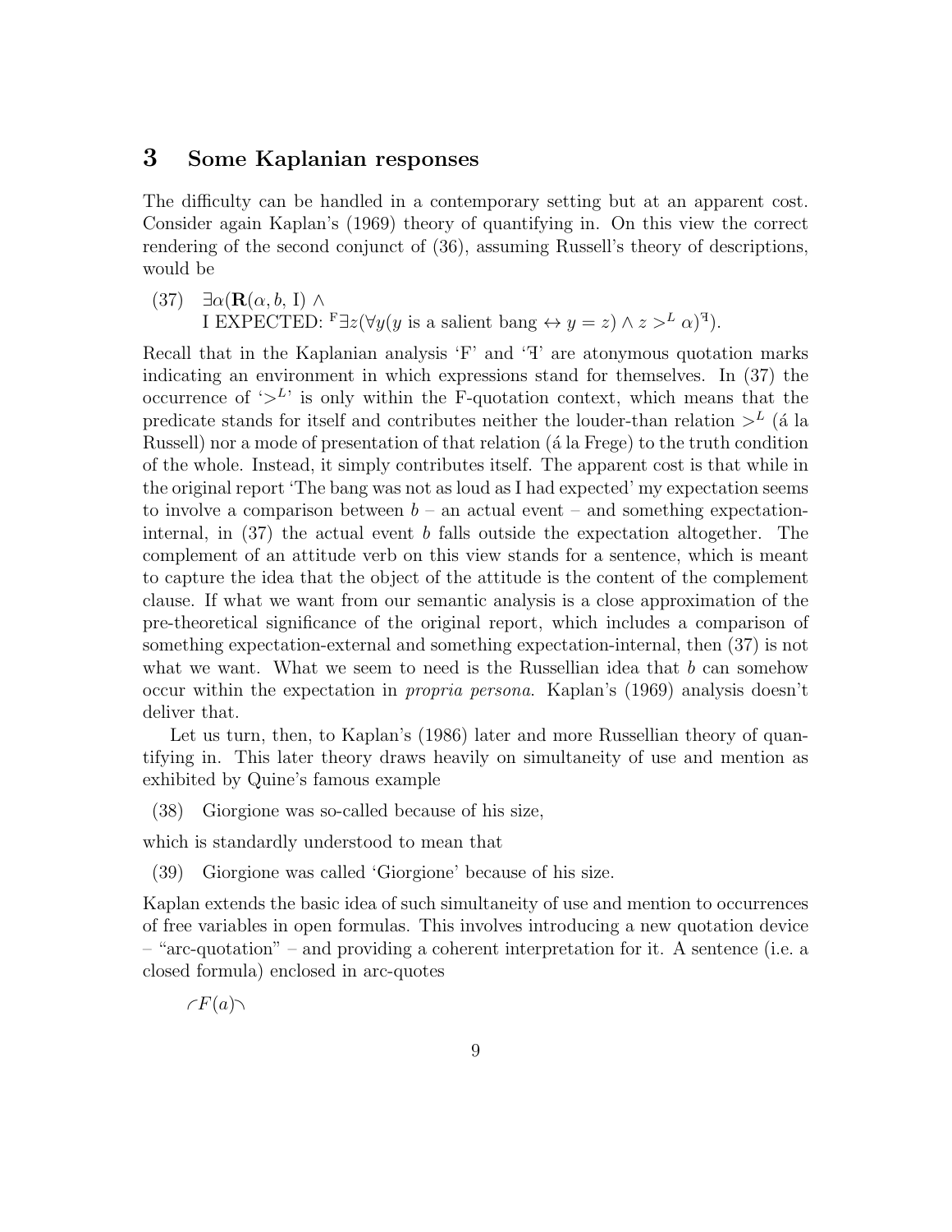## 3 Some Kaplanian responses

The difficulty can be handled in a contemporary setting but at an apparent cost. Consider again Kaplan's (1969) theory of quantifying in. On this view the correct rendering of the second conjunct of (36), assuming Russell's theory of descriptions, would be

(37) $\exists\alpha(\mathbf{R}(\alpha, b, \mathrm{I}) \wedge$
I EXPECTED: $^{\ulcorner}\exists z(\forall y(y \text{ is a salient bang} \leftrightarrow y = z) \wedge z >^{L} \alpha)^{\urcorner})$.

Recall that in the Kaplanian analysis 'F' and 'Ⅎ' are atonymous quotation marks indicating an environment in which expressions stand for themselves. In (37) the occurrence of '$>^{L}$' is only within the F-quotation context, which means that the predicate stands for itself and contributes neither the louder-than relation $>^{L}$ (á la Russell) nor a mode of presentation of that relation (á la Frege) to the truth condition of the whole. Instead, it simply contributes itself. The apparent cost is that while in the original report 'The bang was not as loud as I had expected' my expectation seems to involve a comparison between $b$ – an actual event – and something expectation-internal, in (37) the actual event $b$ falls outside the expectation altogether. The complement of an attitude verb on this view stands for a sentence, which is meant to capture the idea that the object of the attitude is the content of the complement clause. If what we want from our semantic analysis is a close approximation of the pre-theoretical significance of the original report, which includes a comparison of something expectation-external and something expectation-internal, then (37) is not what we want. What we seem to need is the Russellian idea that $b$ can somehow occur within the expectation in *propria persona*. Kaplan's (1969) analysis doesn't deliver that.

Let us turn, then, to Kaplan's (1986) later and more Russellian theory of quantifying in. This later theory draws heavily on simultaneity of use and mention as exhibited by Quine's famous example

(38) Giorgione was so-called because of his size,

which is standardly understood to mean that

(39) Giorgione was called 'Giorgione' because of his size.

Kaplan extends the basic idea of such simultaneity of use and mention to occurrences of free variables in open formulas. This involves introducing a new quotation device – "arc-quotation" – and providing a coherent interpretation for it. A sentence (i.e. a closed formula) enclosed in arc-quotes

$\frown F(a) \frown$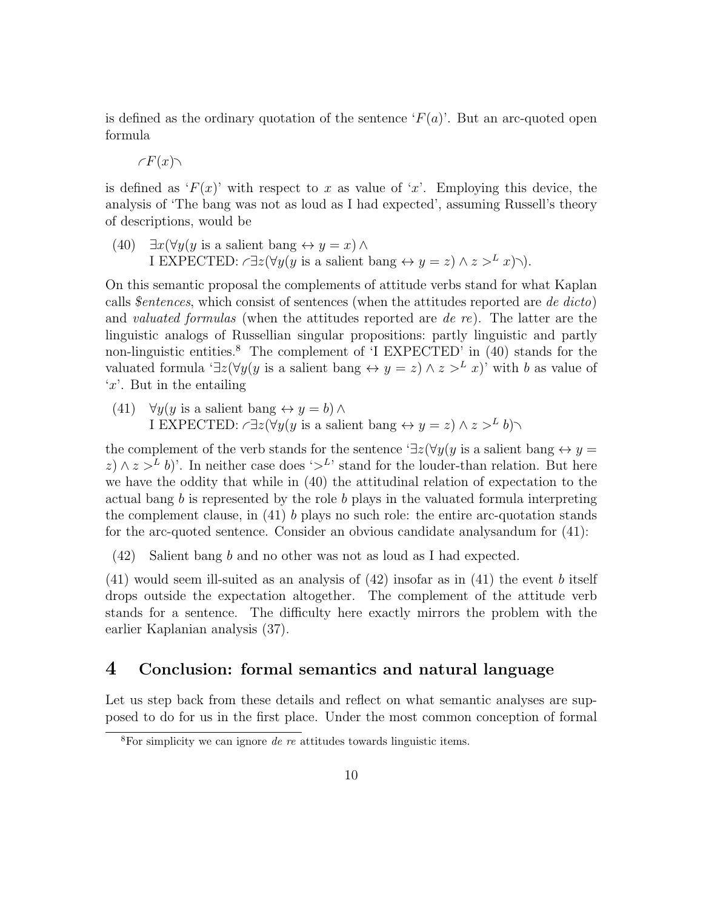is defined as the ordinary quotation of the sentence '$F(a)$'. But an arc-quoted open formula

$$\ulcorner F(x) \urcorner$$

is defined as '$F(x)$' with respect to $x$ as value of '$x$'. Employing this device, the analysis of 'The bang was not as loud as I had expected', assuming Russell's theory of descriptions, would be

(40) $\exists x(\forall y(y \text{ is a salient bang} \leftrightarrow y = x) \wedge$
I EXPECTED: $\ulcorner \exists z(\forall y(y \text{ is a salient bang} \leftrightarrow y = z) \wedge z >^L x) \urcorner)$.

On this semantic proposal the complements of attitude verbs stand for what Kaplan calls *\$entences*, which consist of sentences (when the attitudes reported are *de dicto*) and *valuated formulas* (when the attitudes reported are *de re*). The latter are the linguistic analogs of Russellian singular propositions: partly linguistic and partly non-linguistic entities.[8] The complement of 'I EXPECTED' in (40) stands for the valuated formula '$\exists z(\forall y(y \text{ is a salient bang} \leftrightarrow y = z) \wedge z >^L x)$' with $b$ as value of '$x$'. But in the entailing

(41) $\forall y(y \text{ is a salient bang} \leftrightarrow y = b) \wedge$
I EXPECTED: $\ulcorner \exists z(\forall y(y \text{ is a salient bang} \leftrightarrow y = z) \wedge z >^L b) \urcorner$

the complement of the verb stands for the sentence '$\exists z(\forall y(y \text{ is a salient bang} \leftrightarrow y = z) \wedge z >^L b)$'. In neither case does '$>^L$' stand for the louder-than relation. But here we have the oddity that while in (40) the attitudinal relation of expectation to the actual bang $b$ is represented by the role $b$ plays in the valuated formula interpreting the complement clause, in (41) $b$ plays no such role: the entire arc-quotation stands for the arc-quoted sentence. Consider an obvious candidate analysandum for (41):

(42) Salient bang $b$ and no other was not as loud as I had expected.

(41) would seem ill-suited as an analysis of (42) insofar as in (41) the event $b$ itself drops outside the expectation altogether. The complement of the attitude verb stands for a sentence. The difficulty here exactly mirrors the problem with the earlier Kaplanian analysis (37).

## 4 Conclusion: formal semantics and natural language

Let us step back from these details and reflect on what semantic analyses are supposed to do for us in the first place. Under the most common conception of formal

[8] For simplicity we can ignore *de re* attitudes towards linguistic items.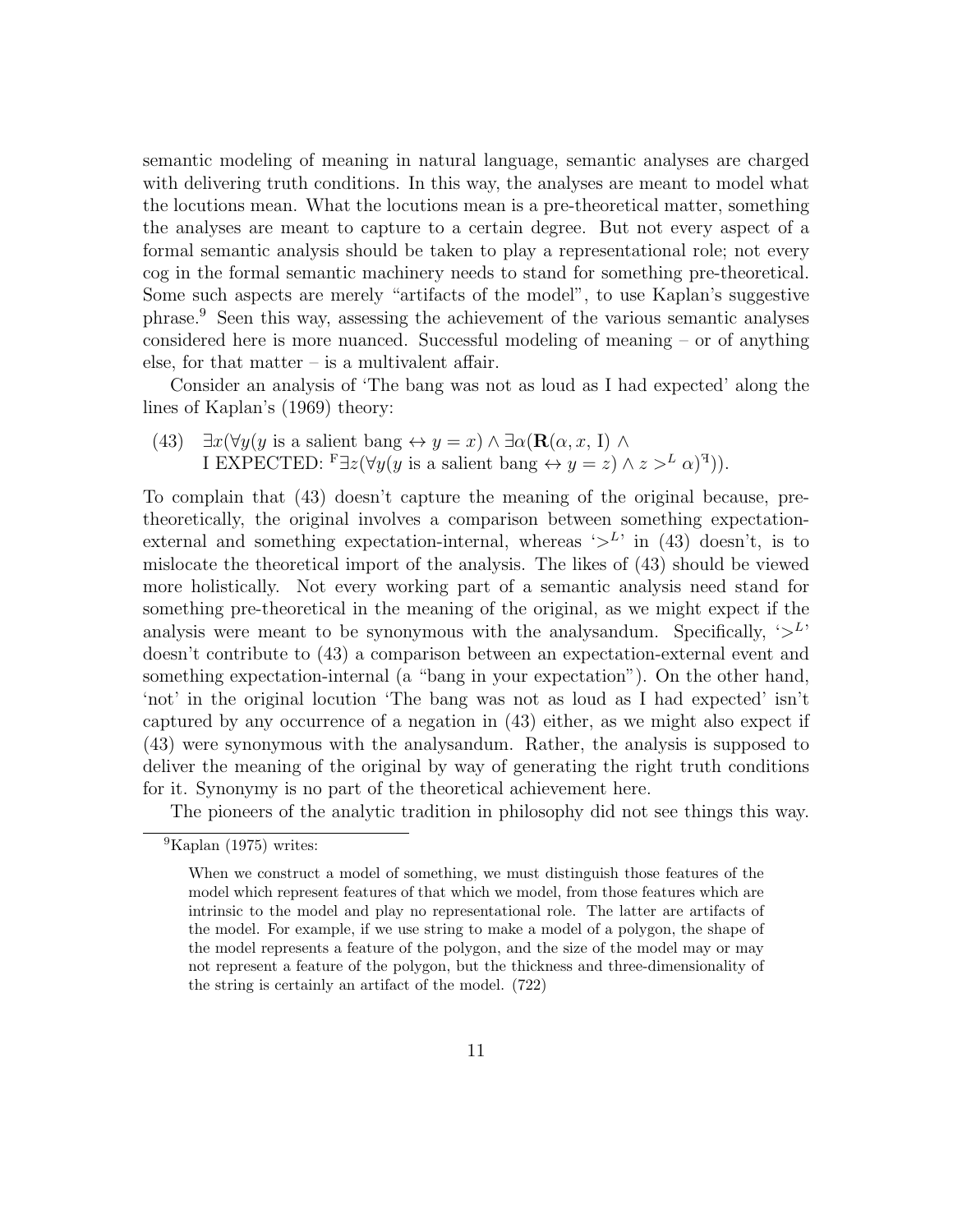semantic modeling of meaning in natural language, semantic analyses are charged with delivering truth conditions. In this way, the analyses are meant to model what the locutions mean. What the locutions mean is a pre-theoretical matter, something the analyses are meant to capture to a certain degree. But not every aspect of a formal semantic analysis should be taken to play a representational role; not every cog in the formal semantic machinery needs to stand for something pre-theoretical. Some such aspects are merely "artifacts of the model", to use Kaplan's suggestive phrase.[9] Seen this way, assessing the achievement of the various semantic analyses considered here is more nuanced. Successful modeling of meaning – or of anything else, for that matter – is a multivalent affair.

Consider an analysis of 'The bang was not as loud as I had expected' along the lines of Kaplan's (1969) theory:

(43) $\exists x(\forall y(y \text{ is a salient bang} \leftrightarrow y = x) \wedge \exists\alpha(\mathbf{R}(\alpha, x, \text{I}) \wedge$
I EXPECTED: $\ulcorner\exists z(\forall y(y \text{ is a salient bang} \leftrightarrow y = z) \wedge z >^{L} \alpha)\urcorner))$.

To complain that (43) doesn't capture the meaning of the original because, pre-theoretically, the original involves a comparison between something expectation-external and something expectation-internal, whereas '$>^{L}$' in (43) doesn't, is to mislocate the theoretical import of the analysis. The likes of (43) should be viewed more holistically. Not every working part of a semantic analysis need stand for something pre-theoretical in the meaning of the original, as we might expect if the analysis were meant to be synonymous with the analysandum. Specifically, '$>^{L}$' doesn't contribute to (43) a comparison between an expectation-external event and something expectation-internal (a "bang in your expectation"). On the other hand, 'not' in the original locution 'The bang was not as loud as I had expected' isn't captured by any occurrence of a negation in (43) either, as we might also expect if (43) were synonymous with the analysandum. Rather, the analysis is supposed to deliver the meaning of the original by way of generating the right truth conditions for it. Synonymy is no part of the theoretical achievement here.

The pioneers of the analytic tradition in philosophy did not see things this way.

[9] Kaplan (1975) writes:

> When we construct a model of something, we must distinguish those features of the model which represent features of that which we model, from those features which are intrinsic to the model and play no representational role. The latter are artifacts of the model. For example, if we use string to make a model of a polygon, the shape of the model represents a feature of the polygon, and the size of the model may or may not represent a feature of the polygon, but the thickness and three-dimensionality of the string is certainly an artifact of the model. (722)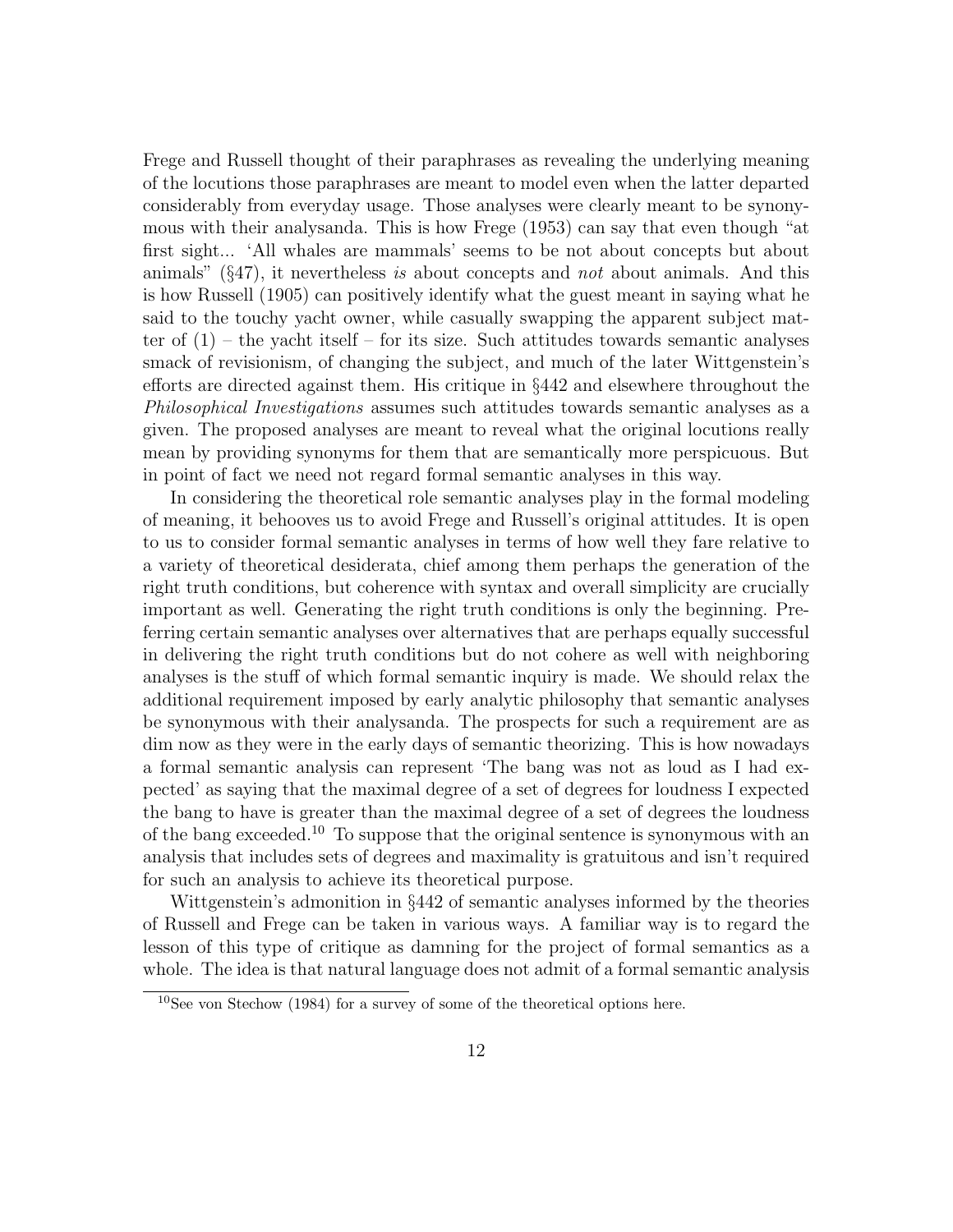Frege and Russell thought of their paraphrases as revealing the underlying meaning of the locutions those paraphrases are meant to model even when the latter departed considerably from everyday usage. Those analyses were clearly meant to be synonymous with their analysanda. This is how Frege (1953) can say that even though "at first sight... 'All whales are mammals' seems to be not about concepts but about animals" (§47), it nevertheless *is* about concepts and *not* about animals. And this is how Russell (1905) can positively identify what the guest meant in saying what he said to the touchy yacht owner, while casually swapping the apparent subject matter of (1) – the yacht itself – for its size. Such attitudes towards semantic analyses smack of revisionism, of changing the subject, and much of the later Wittgenstein's efforts are directed against them. His critique in §442 and elsewhere throughout the *Philosophical Investigations* assumes such attitudes towards semantic analyses as a given. The proposed analyses are meant to reveal what the original locutions really mean by providing synonyms for them that are semantically more perspicuous. But in point of fact we need not regard formal semantic analyses in this way.

In considering the theoretical role semantic analyses play in the formal modeling of meaning, it behooves us to avoid Frege and Russell's original attitudes. It is open to us to consider formal semantic analyses in terms of how well they fare relative to a variety of theoretical desiderata, chief among them perhaps the generation of the right truth conditions, but coherence with syntax and overall simplicity are crucially important as well. Generating the right truth conditions is only the beginning. Preferring certain semantic analyses over alternatives that are perhaps equally successful in delivering the right truth conditions but do not cohere as well with neighboring analyses is the stuff of which formal semantic inquiry is made. We should relax the additional requirement imposed by early analytic philosophy that semantic analyses be synonymous with their analysanda. The prospects for such a requirement are as dim now as they were in the early days of semantic theorizing. This is how nowadays a formal semantic analysis can represent 'The bang was not as loud as I had expected' as saying that the maximal degree of a set of degrees for loudness I expected the bang to have is greater than the maximal degree of a set of degrees the loudness of the bang exceeded.[10] To suppose that the original sentence is synonymous with an analysis that includes sets of degrees and maximality is gratuitous and isn't required for such an analysis to achieve its theoretical purpose.

Wittgenstein's admonition in §442 of semantic analyses informed by the theories of Russell and Frege can be taken in various ways. A familiar way is to regard the lesson of this type of critique as damning for the project of formal semantics as a whole. The idea is that natural language does not admit of a formal semantic analysis

[10] See von Stechow (1984) for a survey of some of the theoretical options here.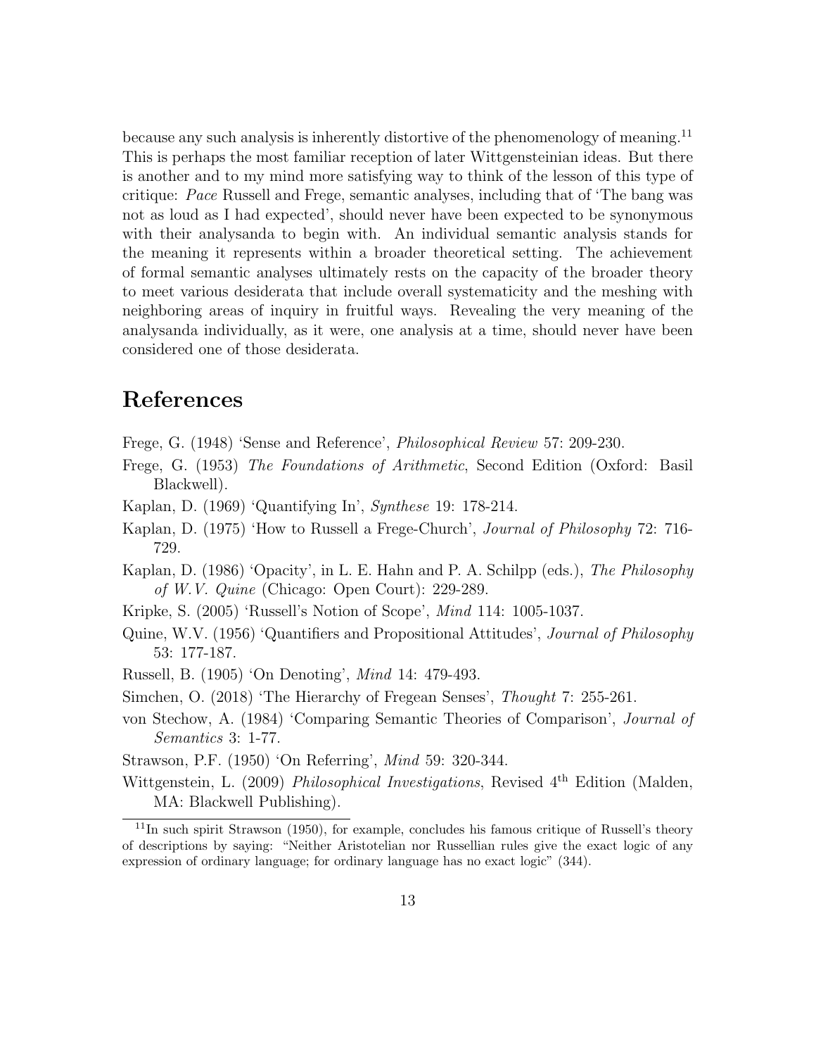because any such analysis is inherently distortive of the phenomenology of meaning.[11] This is perhaps the most familiar reception of later Wittgensteinian ideas. But there is another and to my mind more satisfying way to think of the lesson of this type of critique: *Pace* Russell and Frege, semantic analyses, including that of 'The bang was not as loud as I had expected', should never have been expected to be synonymous with their analysanda to begin with. An individual semantic analysis stands for the meaning it represents within a broader theoretical setting. The achievement of formal semantic analyses ultimately rests on the capacity of the broader theory to meet various desiderata that include overall systematicity and the meshing with neighboring areas of inquiry in fruitful ways. Revealing the very meaning of the analysanda individually, as it were, one analysis at a time, should never have been considered one of those desiderata.

# References

Frege, G. (1948) 'Sense and Reference', *Philosophical Review* 57: 209-230.

Frege, G. (1953) *The Foundations of Arithmetic*, Second Edition (Oxford: Basil Blackwell).

Kaplan, D. (1969) 'Quantifying In', *Synthese* 19: 178-214.

Kaplan, D. (1975) 'How to Russell a Frege-Church', *Journal of Philosophy* 72: 716-729.

Kaplan, D. (1986) 'Opacity', in L. E. Hahn and P. A. Schilpp (eds.), *The Philosophy of W.V. Quine* (Chicago: Open Court): 229-289.

Kripke, S. (2005) 'Russell's Notion of Scope', *Mind* 114: 1005-1037.

Quine, W.V. (1956) 'Quantifiers and Propositional Attitudes', *Journal of Philosophy* 53: 177-187.

Russell, B. (1905) 'On Denoting', *Mind* 14: 479-493.

Simchen, O. (2018) 'The Hierarchy of Fregean Senses', *Thought* 7: 255-261.

von Stechow, A. (1984) 'Comparing Semantic Theories of Comparison', *Journal of Semantics* 3: 1-77.

Strawson, P.F. (1950) 'On Referring', *Mind* 59: 320-344.

Wittgenstein, L. (2009) *Philosophical Investigations*, Revised 4th Edition (Malden, MA: Blackwell Publishing).

[11] In such spirit Strawson (1950), for example, concludes his famous critique of Russell's theory of descriptions by saying: "Neither Aristotelian nor Russellian rules give the exact logic of any expression of ordinary language; for ordinary language has no exact logic" (344).